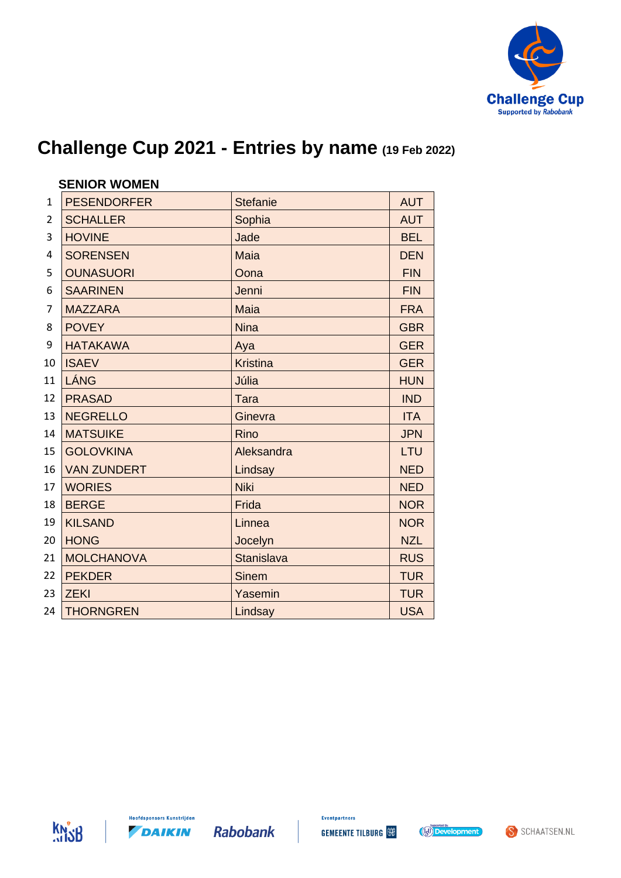# Challenge Cup 2021 - Entries by name (19 Feb 2022)

## SENIOR WOMEN

| | | | |
|---|---|---|---|
| 1 | PESENDORFER | Stefanie | AUT |
| 2 | SCHALLER | Sophia | AUT |
| 3 | HOVINE | Jade | BEL |
| 4 | SORENSEN | Maia | DEN |
| 5 | OUNASUORI | Oona | FIN |
| 6 | SAARINEN | Jenni | FIN |
| 7 | MAZZARA | Maia | FRA |
| 8 | POVEY | Nina | GBR |
| 9 | HATAKAWA | Aya | GER |
| 10 | ISAEV | Kristina | GER |
| 11 | LÁNG | Júlia | HUN |
| 12 | PRASAD | Tara | IND |
| 13 | NEGRELLO | Ginevra | ITA |
| 14 | MATSUIKE | Rino | JPN |
| 15 | GOLOVKINA | Aleksandra | LTU |
| 16 | VAN ZUNDERT | Lindsay | NED |
| 17 | WORIES | Niki | NED |
| 18 | BERGE | Frida | NOR |
| 19 | KILSAND | Linnea | NOR |
| 20 | HONG | Jocelyn | NZL |
| 21 | MOLCHANOVA | Stanislava | RUS |
| 22 | PEKDER | Sinem | TUR |
| 23 | ZEKI | Yasemin | TUR |
| 24 | THORNGREN | Lindsay | USA |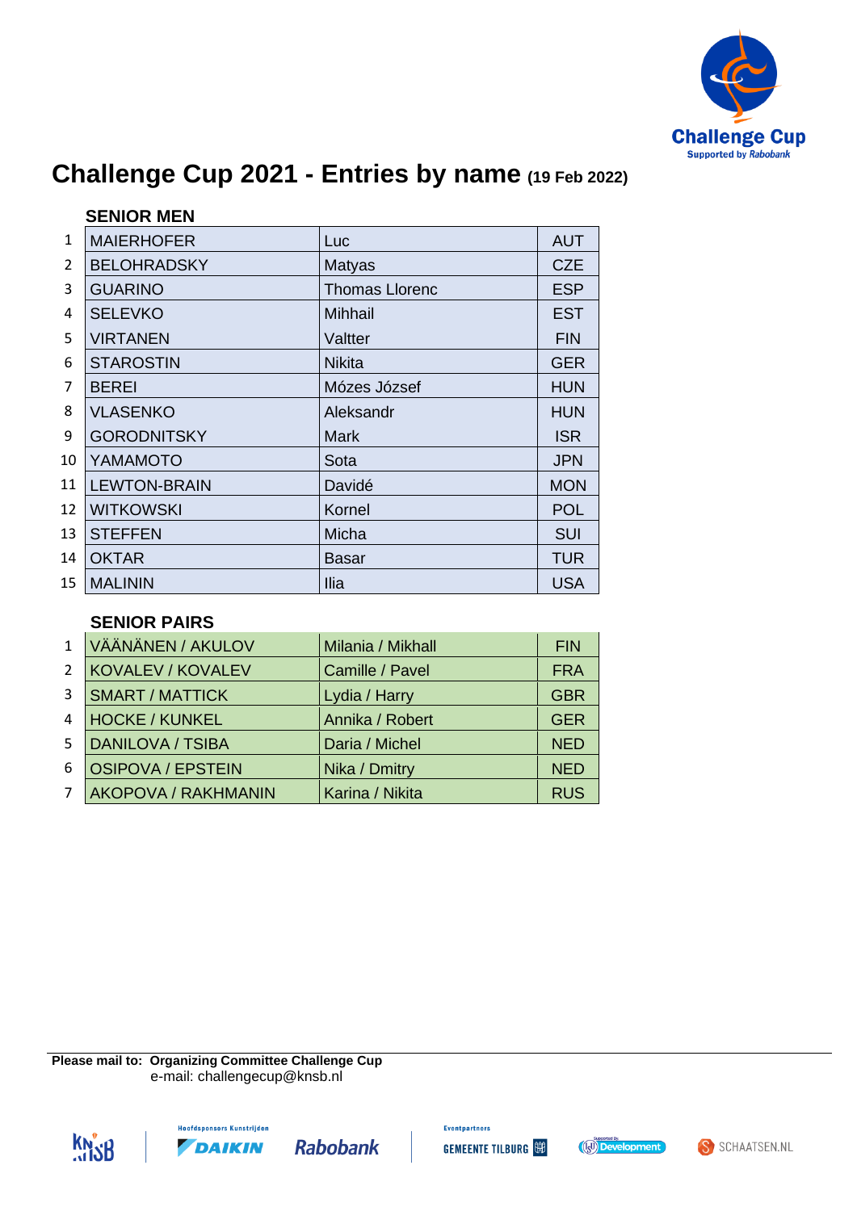# Challenge Cup 2021 - Entries by name (19 Feb 2022)

## SENIOR MEN

| # | Name | First name | Country |
|---|---|---|---|
| 1 | MAIERHOFER | Luc | AUT |
| 2 | BELOHRADSKY | Matyas | CZE |
| 3 | GUARINO | Thomas Llorenc | ESP |
| 4 | SELEVKO | Mihhail | EST |
| 5 | VIRTANEN | Valtter | FIN |
| 6 | STAROSTIN | Nikita | GER |
| 7 | BEREI | Mózes József | HUN |
| 8 | VLASENKO | Aleksandr | HUN |
| 9 | GORODNITSKY | Mark | ISR |
| 10 | YAMAMOTO | Sota | JPN |
| 11 | LEWTON-BRAIN | Davidé | MON |
| 12 | WITKOWSKI | Kornel | POL |
| 13 | STEFFEN | Micha | SUI |
| 14 | OKTAR | Basar | TUR |
| 15 | MALININ | Ilia | USA |

## SENIOR PAIRS

| # | Name | First name | Country |
|---|---|---|---|
| 1 | VÄÄNÄNEN / AKULOV | Milania / Mikhall | FIN |
| 2 | KOVALEV / KOVALEV | Camille / Pavel | FRA |
| 3 | SMART / MATTICK | Lydia / Harry | GBR |
| 4 | HOCKE / KUNKEL | Annika / Robert | GER |
| 5 | DANILOVA / TSIBA | Daria / Michel | NED |
| 6 | OSIPOVA / EPSTEIN | Nika / Dmitry | NED |
| 7 | AKOPOVA / RAKHMANIN | Karina / Nikita | RUS |

**Please mail to: Organizing Committee Challenge Cup**
e-mail: challengecup@knsb.nl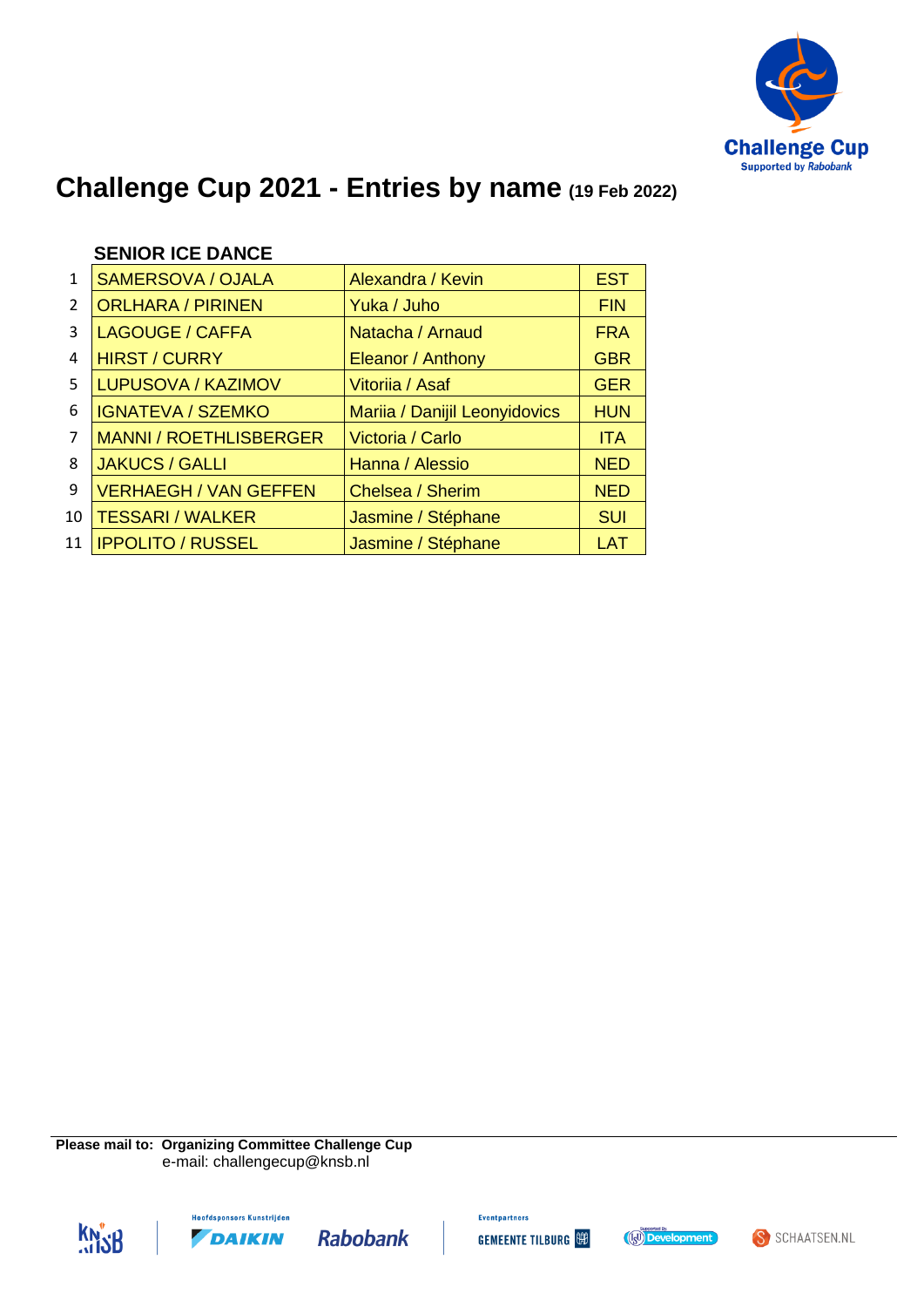# Challenge Cup 2021 - Entries by name (19 Feb 2022)

## SENIOR ICE DANCE

| | | | |
|---|---|---|---|
| 1 | SAMERSOVA / OJALA | Alexandra / Kevin | EST |
| 2 | ORLHARA / PIRINEN | Yuka / Juho | FIN |
| 3 | LAGOUGE / CAFFA | Natacha / Arnaud | FRA |
| 4 | HIRST / CURRY | Eleanor / Anthony | GBR |
| 5 | LUPUSOVA / KAZIMOV | Vitoriia / Asaf | GER |
| 6 | IGNATEVA / SZEMKO | Mariia / Danijil Leonyidovics | HUN |
| 7 | MANNI / ROETHLISBERGER | Victoria / Carlo | ITA |
| 8 | JAKUCS / GALLI | Hanna / Alessio | NED |
| 9 | VERHAEGH / VAN GEFFEN | Chelsea / Sherim | NED |
| 10 | TESSARI / WALKER | Jasmine / Stéphane | SUI |
| 11 | IPPOLITO / RUSSEL | Jasmine / Stéphane | LAT |

**Please mail to:** **Organizing Committee Challenge Cup**
e-mail: challengecup@knsb.nl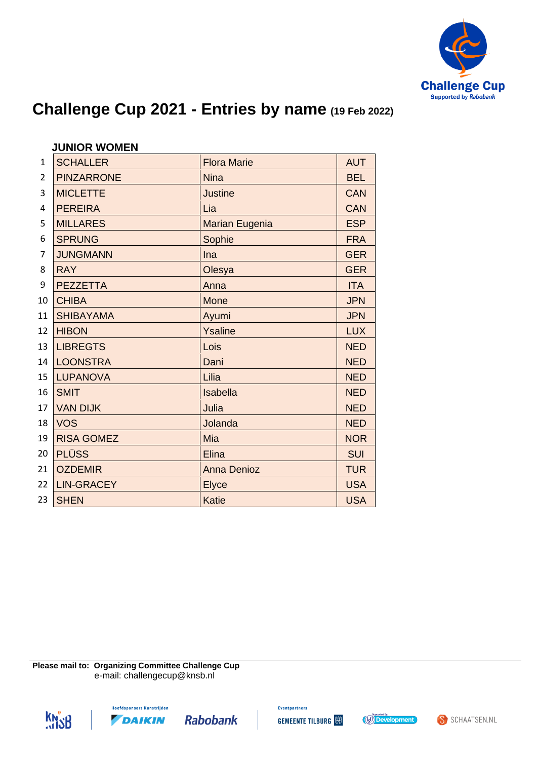# Challenge Cup 2021 - Entries by name (19 Feb 2022)

### JUNIOR WOMEN

| | | | |
|---|---|---|---|
| 1 | SCHALLER | Flora Marie | AUT |
| 2 | PINZARRONE | Nina | BEL |
| 3 | MICLETTE | Justine | CAN |
| 4 | PEREIRA | Lia | CAN |
| 5 | MILLARES | Marian Eugenia | ESP |
| 6 | SPRUNG | Sophie | FRA |
| 7 | JUNGMANN | Ina | GER |
| 8 | RAY | Olesya | GER |
| 9 | PEZZETTA | Anna | ITA |
| 10 | CHIBA | Mone | JPN |
| 11 | SHIBAYAMA | Ayumi | JPN |
| 12 | HIBON | Ysaline | LUX |
| 13 | LIBREGTS | Lois | NED |
| 14 | LOONSTRA | Dani | NED |
| 15 | LUPANOVA | Lilia | NED |
| 16 | SMIT | Isabella | NED |
| 17 | VAN DIJK | Julia | NED |
| 18 | VOS | Jolanda | NED |
| 19 | RISA GOMEZ | Mia | NOR |
| 20 | PLÜSS | Elina | SUI |
| 21 | OZDEMIR | Anna Denioz | TUR |
| 22 | LIN-GRACEY | Elyce | USA |
| 23 | SHEN | Katie | USA |

**Please mail to: Organizing Committee Challenge Cup**
e-mail: challengecup@knsb.nl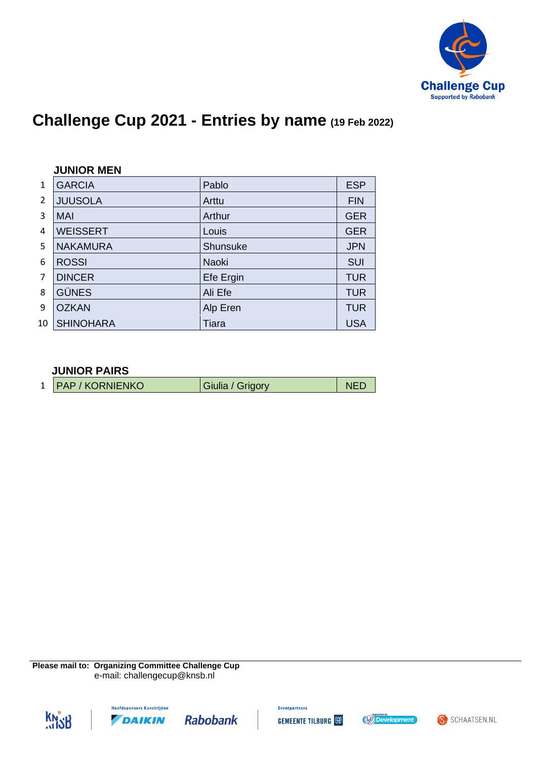# Challenge Cup 2021 - Entries by name (19 Feb 2022)

### JUNIOR MEN

| | | | |
|---|---|---|---|
| 1 | GARCIA | Pablo | ESP |
| 2 | JUUSOLA | Arttu | FIN |
| 3 | MAI | Arthur | GER |
| 4 | WEISSERT | Louis | GER |
| 5 | NAKAMURA | Shunsuke | JPN |
| 6 | ROSSI | Naoki | SUI |
| 7 | DINCER | Efe Ergin | TUR |
| 8 | GÜNES | Ali Efe | TUR |
| 9 | OZKAN | Alp Eren | TUR |
| 10 | SHINOHARA | Tiara | USA |

### JUNIOR PAIRS

| | | | |
|---|---|---|---|
| 1 | PAP / KORNIENKO | Giulia / Grigory | NED |

**Please mail to: Organizing Committee Challenge Cup**
e-mail: challengecup@knsb.nl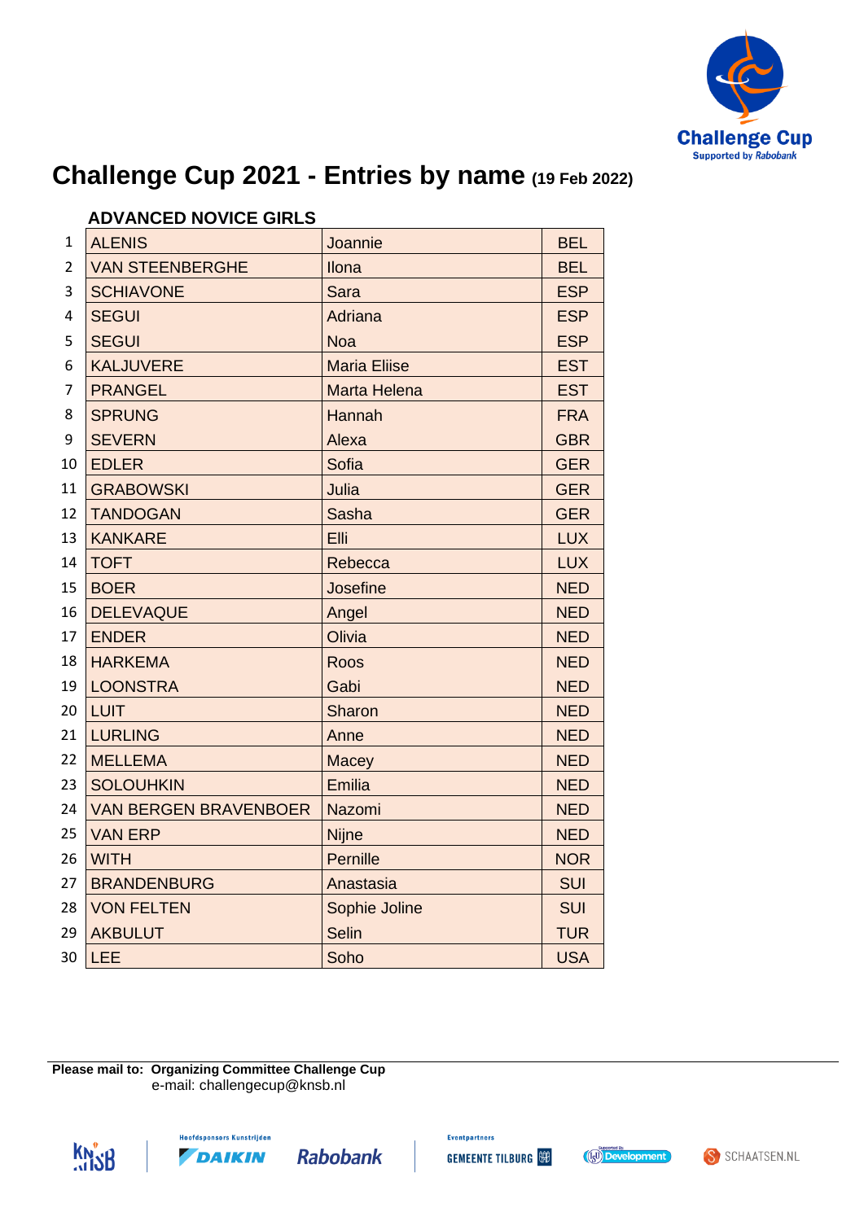# Challenge Cup 2021 - Entries by name (19 Feb 2022)

## ADVANCED NOVICE GIRLS

| | | | |
|---|---|---|---|
| 1 | ALENIS | Joannie | BEL |
| 2 | VAN STEENBERGHE | Ilona | BEL |
| 3 | SCHIAVONE | Sara | ESP |
| 4 | SEGUI | Adriana | ESP |
| 5 | SEGUI | Noa | ESP |
| 6 | KALJUVERE | Maria Eliise | EST |
| 7 | PRANGEL | Marta Helena | EST |
| 8 | SPRUNG | Hannah | FRA |
| 9 | SEVERN | Alexa | GBR |
| 10 | EDLER | Sofia | GER |
| 11 | GRABOWSKI | Julia | GER |
| 12 | TANDOGAN | Sasha | GER |
| 13 | KANKARE | Elli | LUX |
| 14 | TOFT | Rebecca | LUX |
| 15 | BOER | Josefine | NED |
| 16 | DELEVAQUE | Angel | NED |
| 17 | ENDER | Olivia | NED |
| 18 | HARKEMA | Roos | NED |
| 19 | LOONSTRA | Gabi | NED |
| 20 | LUIT | Sharon | NED |
| 21 | LURLING | Anne | NED |
| 22 | MELLEMA | Macey | NED |
| 23 | SOLOUHKIN | Emilia | NED |
| 24 | VAN BERGEN BRAVENBOER | Nazomi | NED |
| 25 | VAN ERP | Nijne | NED |
| 26 | WITH | Pernille | NOR |
| 27 | BRANDENBURG | Anastasia | SUI |
| 28 | VON FELTEN | Sophie Joline | SUI |
| 29 | AKBULUT | Selin | TUR |
| 30 | LEE | Soho | USA |

**Please mail to: Organizing Committee Challenge Cup**
e-mail: challengecup@knsb.nl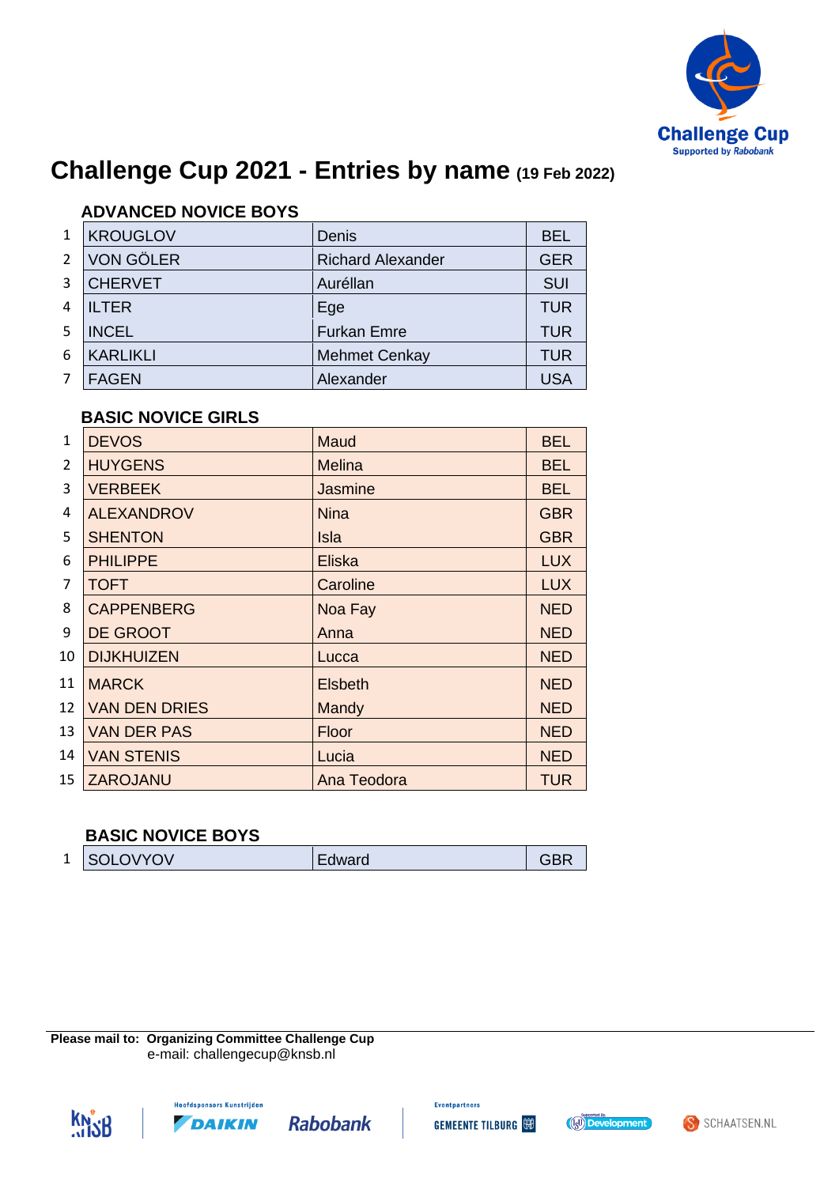# Challenge Cup 2021 - Entries by name (19 Feb 2022)

### ADVANCED NOVICE BOYS

| | | | |
|---|---|---|---|
| 1 | KROUGLOV | Denis | BEL |
| 2 | VON GÖLER | Richard Alexander | GER |
| 3 | CHERVET | Auréllan | SUI |
| 4 | ILTER | Ege | TUR |
| 5 | INCEL | Furkan Emre | TUR |
| 6 | KARLIKLI | Mehmet Cenkay | TUR |
| 7 | FAGEN | Alexander | USA |

### BASIC NOVICE GIRLS

| | | | |
|---|---|---|---|
| 1 | DEVOS | Maud | BEL |
| 2 | HUYGENS | Melina | BEL |
| 3 | VERBEEK | Jasmine | BEL |
| 4 | ALEXANDROV | Nina | GBR |
| 5 | SHENTON | Isla | GBR |
| 6 | PHILIPPE | Eliska | LUX |
| 7 | TOFT | Caroline | LUX |
| 8 | CAPPENBERG | Noa Fay | NED |
| 9 | DE GROOT | Anna | NED |
| 10 | DIJKHUIZEN | Lucca | NED |
| 11 | MARCK | Elsbeth | NED |
| 12 | VAN DEN DRIES | Mandy | NED |
| 13 | VAN DER PAS | Floor | NED |
| 14 | VAN STENIS | Lucia | NED |
| 15 | ZAROJANU | Ana Teodora | TUR |

### BASIC NOVICE BOYS

| | | | |
|---|---|---|---|
| 1 | SOLOVYOV | Edward | GBR |

**Please mail to: Organizing Committee Challenge Cup**
e-mail: challengecup@knsb.nl